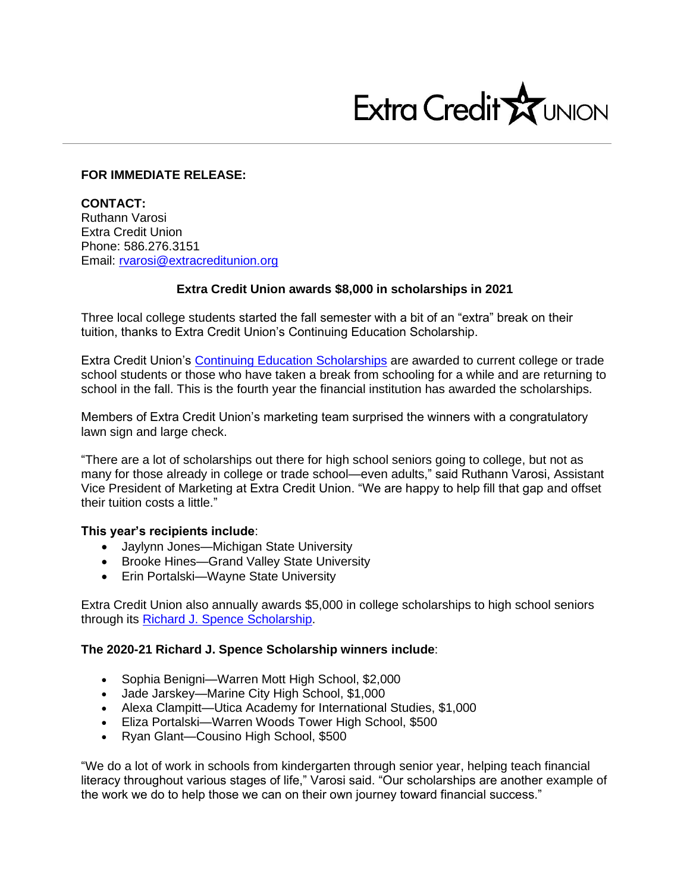Extra Credit UNION

**FOR IMMEDIATE RELEASE:**

**CONTACT:**
Ruthann Varosi
Extra Credit Union
Phone: 586.276.3151
Email: rvarosi@extracreditunion.org

## Extra Credit Union awards $8,000 in scholarships in 2021

Three local college students started the fall semester with a bit of an "extra" break on their tuition, thanks to Extra Credit Union's Continuing Education Scholarship.

Extra Credit Union's Continuing Education Scholarships are awarded to current college or trade school students or those who have taken a break from schooling for a while and are returning to school in the fall. This is the fourth year the financial institution has awarded the scholarships.

Members of Extra Credit Union's marketing team surprised the winners with a congratulatory lawn sign and large check.

"There are a lot of scholarships out there for high school seniors going to college, but not as many for those already in college or trade school—even adults," said Ruthann Varosi, Assistant Vice President of Marketing at Extra Credit Union. "We are happy to help fill that gap and offset their tuition costs a little."

**This year's recipients include**:

- Jaylynn Jones—Michigan State University
- Brooke Hines—Grand Valley State University
- Erin Portalski—Wayne State University

Extra Credit Union also annually awards $5,000 in college scholarships to high school seniors through its Richard J. Spence Scholarship.

**The 2020-21 Richard J. Spence Scholarship winners include**:

- Sophia Benigni—Warren Mott High School, $2,000
- Jade Jarskey—Marine City High School, $1,000
- Alexa Clampitt—Utica Academy for International Studies, $1,000
- Eliza Portalski—Warren Woods Tower High School, $500
- Ryan Glant—Cousino High School, $500

"We do a lot of work in schools from kindergarten through senior year, helping teach financial literacy throughout various stages of life," Varosi said. "Our scholarships are another example of the work we do to help those we can on their own journey toward financial success."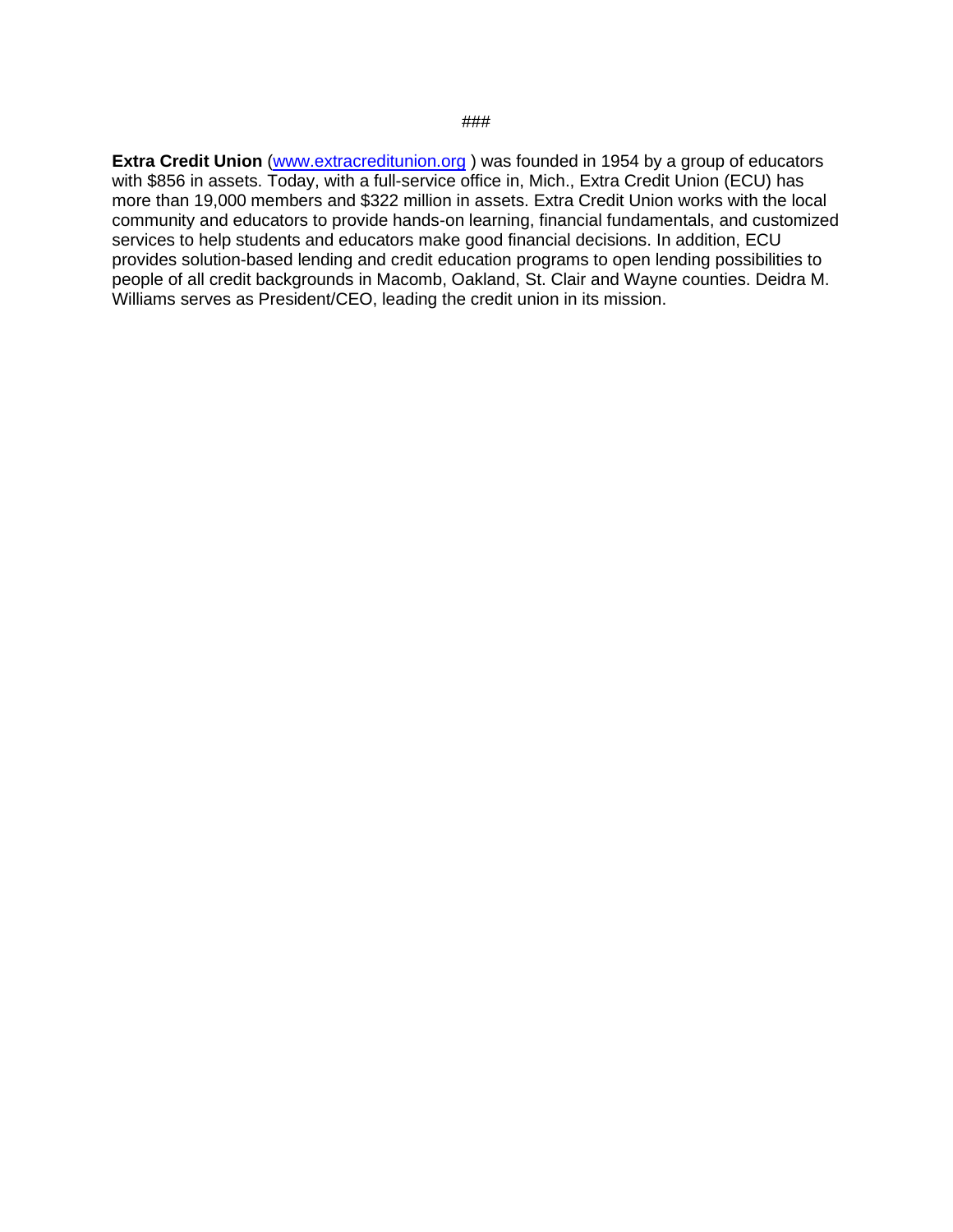###

**Extra Credit Union** (www.extracreditunion.org ) was founded in 1954 by a group of educators with $856 in assets. Today, with a full-service office in, Mich., Extra Credit Union (ECU) has more than 19,000 members and $322 million in assets. Extra Credit Union works with the local community and educators to provide hands-on learning, financial fundamentals, and customized services to help students and educators make good financial decisions. In addition, ECU provides solution-based lending and credit education programs to open lending possibilities to people of all credit backgrounds in Macomb, Oakland, St. Clair and Wayne counties. Deidra M. Williams serves as President/CEO, leading the credit union in its mission.